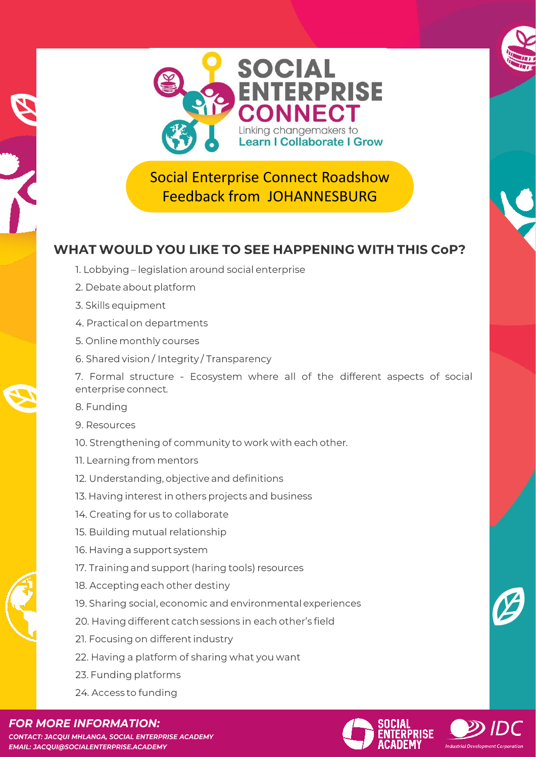# SOCIAL ENTERPRISE CONNECT

Linking changemakers to
**Learn I Collaborate I Grow**

## Social Enterprise Connect Roadshow Feedback from JOHANNESBURG

### WHAT WOULD YOU LIKE TO SEE HAPPENING WITH THIS CoP?

1. Lobbying – legislation around social enterprise
2. Debate about platform
3. Skills equipment
4. Practical on departments
5. Online monthly courses
6. Shared vision / Integrity / Transparency
7. Formal structure - Ecosystem where all of the different aspects of social enterprise connect.
8. Funding
9. Resources
10. Strengthening of community to work with each other.
11. Learning from mentors
12. Understanding, objective and definitions
13. Having interest in others projects and business
14. Creating for us to collaborate
15. Building mutual relationship
16. Having a support system
17. Training and support (haring tools) resources
18. Accepting each other destiny
19. Sharing social, economic and environmental experiences
20. Having different catch sessions in each other's field
21. Focusing on different industry
22. Having a platform of sharing what you want
23. Funding platforms
24. Access to funding

***FOR MORE INFORMATION:***

***CONTACT: JACQUI MHLANGA, SOCIAL ENTERPRISE ACADEMY***
***EMAIL: JACQUI@SOCIALENTERPRISE.ACADEMY***

SOCIAL ENTERPRISE ACADEMY

IDC Industrial Development Corporation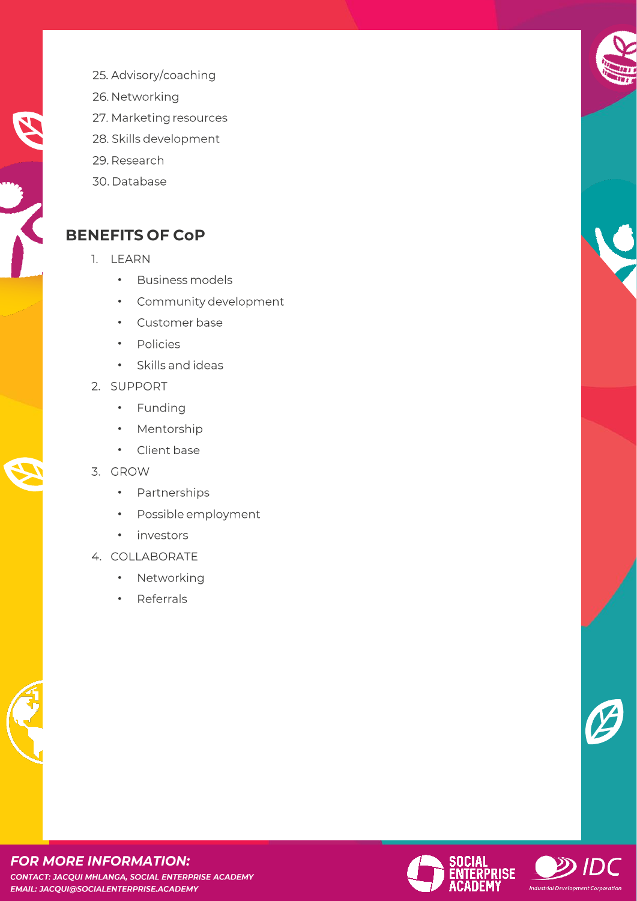25. Advisory/coaching
26. Networking
27. Marketing resources
28. Skills development
29. Research
30. Database

## BENEFITS OF CoP

1. LEARN
   - Business models
   - Community development
   - Customer base
   - Policies
   - Skills and ideas
2. SUPPORT
   - Funding
   - Mentorship
   - Client base
3. GROW
   - Partnerships
   - Possible employment
   - investors
4. COLLABORATE
   - Networking
   - Referrals

***FOR MORE INFORMATION:***

***CONTACT: JACQUI MHLANGA, SOCIAL ENTERPRISE ACADEMY***
***EMAIL: JACQUI@SOCIALENTERPRISE.ACADEMY***

SOCIAL ENTERPRISE ACADEMY

IDC Industrial Development Corporation